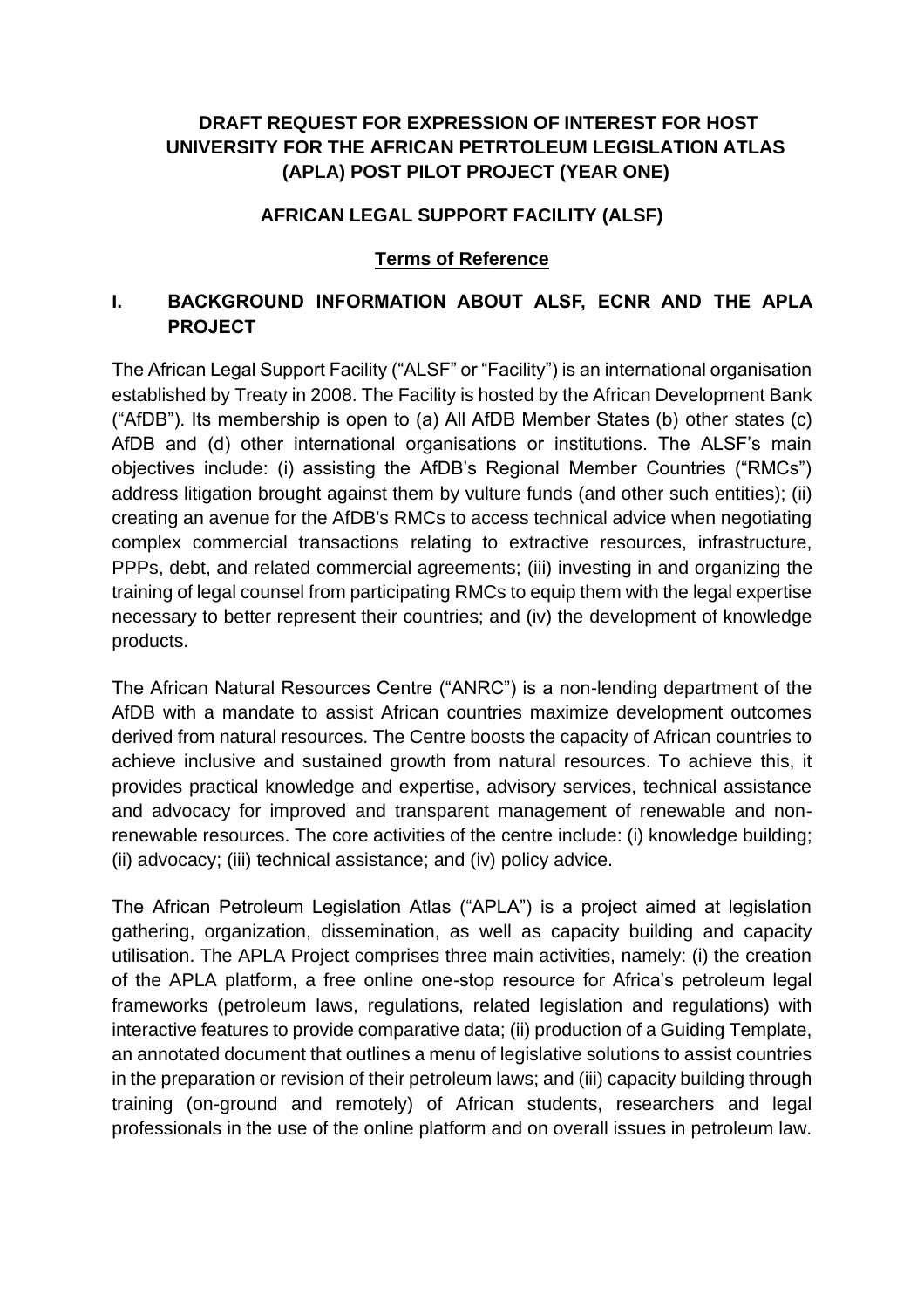**DRAFT REQUEST FOR EXPRESSION OF INTEREST FOR HOST UNIVERSITY FOR THE AFRICAN PETRTOLEUM LEGISLATION ATLAS (APLA) POST PILOT PROJECT (YEAR ONE)**

**AFRICAN LEGAL SUPPORT FACILITY (ALSF)**

**Terms of Reference**

## I. BACKGROUND INFORMATION ABOUT ALSF, ECNR AND THE APLA PROJECT

The African Legal Support Facility ("ALSF" or "Facility") is an international organisation established by Treaty in 2008. The Facility is hosted by the African Development Bank ("AfDB"). Its membership is open to (a) All AfDB Member States (b) other states (c) AfDB and (d) other international organisations or institutions. The ALSF's main objectives include: (i) assisting the AfDB's Regional Member Countries ("RMCs") address litigation brought against them by vulture funds (and other such entities); (ii) creating an avenue for the AfDB's RMCs to access technical advice when negotiating complex commercial transactions relating to extractive resources, infrastructure, PPPs, debt, and related commercial agreements; (iii) investing in and organizing the training of legal counsel from participating RMCs to equip them with the legal expertise necessary to better represent their countries; and (iv) the development of knowledge products.

The African Natural Resources Centre ("ANRC") is a non-lending department of the AfDB with a mandate to assist African countries maximize development outcomes derived from natural resources. The Centre boosts the capacity of African countries to achieve inclusive and sustained growth from natural resources. To achieve this, it provides practical knowledge and expertise, advisory services, technical assistance and advocacy for improved and transparent management of renewable and non-renewable resources. The core activities of the centre include: (i) knowledge building; (ii) advocacy; (iii) technical assistance; and (iv) policy advice.

The African Petroleum Legislation Atlas ("APLA") is a project aimed at legislation gathering, organization, dissemination, as well as capacity building and capacity utilisation. The APLA Project comprises three main activities, namely: (i) the creation of the APLA platform, a free online one-stop resource for Africa's petroleum legal frameworks (petroleum laws, regulations, related legislation and regulations) with interactive features to provide comparative data; (ii) production of a Guiding Template, an annotated document that outlines a menu of legislative solutions to assist countries in the preparation or revision of their petroleum laws; and (iii) capacity building through training (on-ground and remotely) of African students, researchers and legal professionals in the use of the online platform and on overall issues in petroleum law.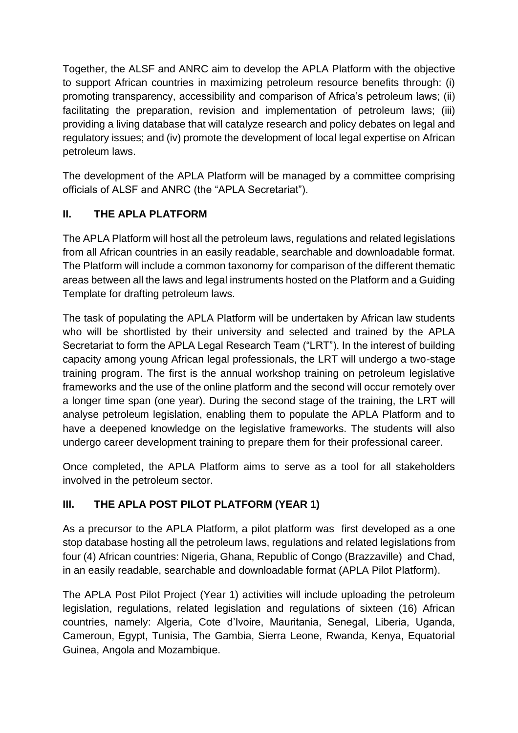Together, the ALSF and ANRC aim to develop the APLA Platform with the objective to support African countries in maximizing petroleum resource benefits through: (i) promoting transparency, accessibility and comparison of Africa's petroleum laws; (ii) facilitating the preparation, revision and implementation of petroleum laws; (iii) providing a living database that will catalyze research and policy debates on legal and regulatory issues; and (iv) promote the development of local legal expertise on African petroleum laws.

The development of the APLA Platform will be managed by a committee comprising officials of ALSF and ANRC (the "APLA Secretariat").

## II. THE APLA PLATFORM

The APLA Platform will host all the petroleum laws, regulations and related legislations from all African countries in an easily readable, searchable and downloadable format. The Platform will include a common taxonomy for comparison of the different thematic areas between all the laws and legal instruments hosted on the Platform and a Guiding Template for drafting petroleum laws.

The task of populating the APLA Platform will be undertaken by African law students who will be shortlisted by their university and selected and trained by the APLA Secretariat to form the APLA Legal Research Team ("LRT"). In the interest of building capacity among young African legal professionals, the LRT will undergo a two-stage training program. The first is the annual workshop training on petroleum legislative frameworks and the use of the online platform and the second will occur remotely over a longer time span (one year). During the second stage of the training, the LRT will analyse petroleum legislation, enabling them to populate the APLA Platform and to have a deepened knowledge on the legislative frameworks. The students will also undergo career development training to prepare them for their professional career.

Once completed, the APLA Platform aims to serve as a tool for all stakeholders involved in the petroleum sector.

## III. THE APLA POST PILOT PLATFORM (YEAR 1)

As a precursor to the APLA Platform, a pilot platform was first developed as a one stop database hosting all the petroleum laws, regulations and related legislations from four (4) African countries: Nigeria, Ghana, Republic of Congo (Brazzaville) and Chad, in an easily readable, searchable and downloadable format (APLA Pilot Platform).

The APLA Post Pilot Project (Year 1) activities will include uploading the petroleum legislation, regulations, related legislation and regulations of sixteen (16) African countries, namely: Algeria, Cote d'Ivoire, Mauritania, Senegal, Liberia, Uganda, Cameroun, Egypt, Tunisia, The Gambia, Sierra Leone, Rwanda, Kenya, Equatorial Guinea, Angola and Mozambique.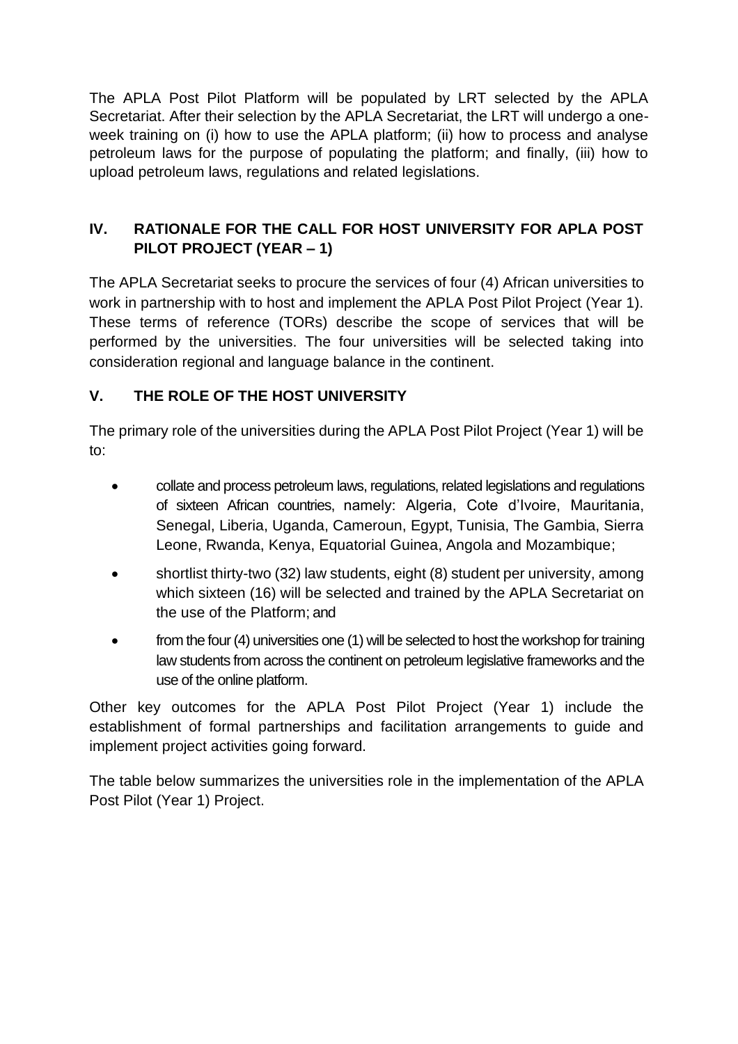The APLA Post Pilot Platform will be populated by LRT selected by the APLA Secretariat. After their selection by the APLA Secretariat, the LRT will undergo a one-week training on (i) how to use the APLA platform; (ii) how to process and analyse petroleum laws for the purpose of populating the platform; and finally, (iii) how to upload petroleum laws, regulations and related legislations.

## IV. RATIONALE FOR THE CALL FOR HOST UNIVERSITY FOR APLA POST PILOT PROJECT (YEAR – 1)

The APLA Secretariat seeks to procure the services of four (4) African universities to work in partnership with to host and implement the APLA Post Pilot Project (Year 1). These terms of reference (TORs) describe the scope of services that will be performed by the universities. The four universities will be selected taking into consideration regional and language balance in the continent.

## V. THE ROLE OF THE HOST UNIVERSITY

The primary role of the universities during the APLA Post Pilot Project (Year 1) will be to:

- collate and process petroleum laws, regulations, related legislations and regulations of sixteen African countries, namely: Algeria, Cote d'Ivoire, Mauritania, Senegal, Liberia, Uganda, Cameroun, Egypt, Tunisia, The Gambia, Sierra Leone, Rwanda, Kenya, Equatorial Guinea, Angola and Mozambique;
- shortlist thirty-two (32) law students, eight (8) student per university, among which sixteen (16) will be selected and trained by the APLA Secretariat on the use of the Platform; and
- from the four (4) universities one (1) will be selected to host the workshop for training law students from across the continent on petroleum legislative frameworks and the use of the online platform.

Other key outcomes for the APLA Post Pilot Project (Year 1) include the establishment of formal partnerships and facilitation arrangements to guide and implement project activities going forward.

The table below summarizes the universities role in the implementation of the APLA Post Pilot (Year 1) Project.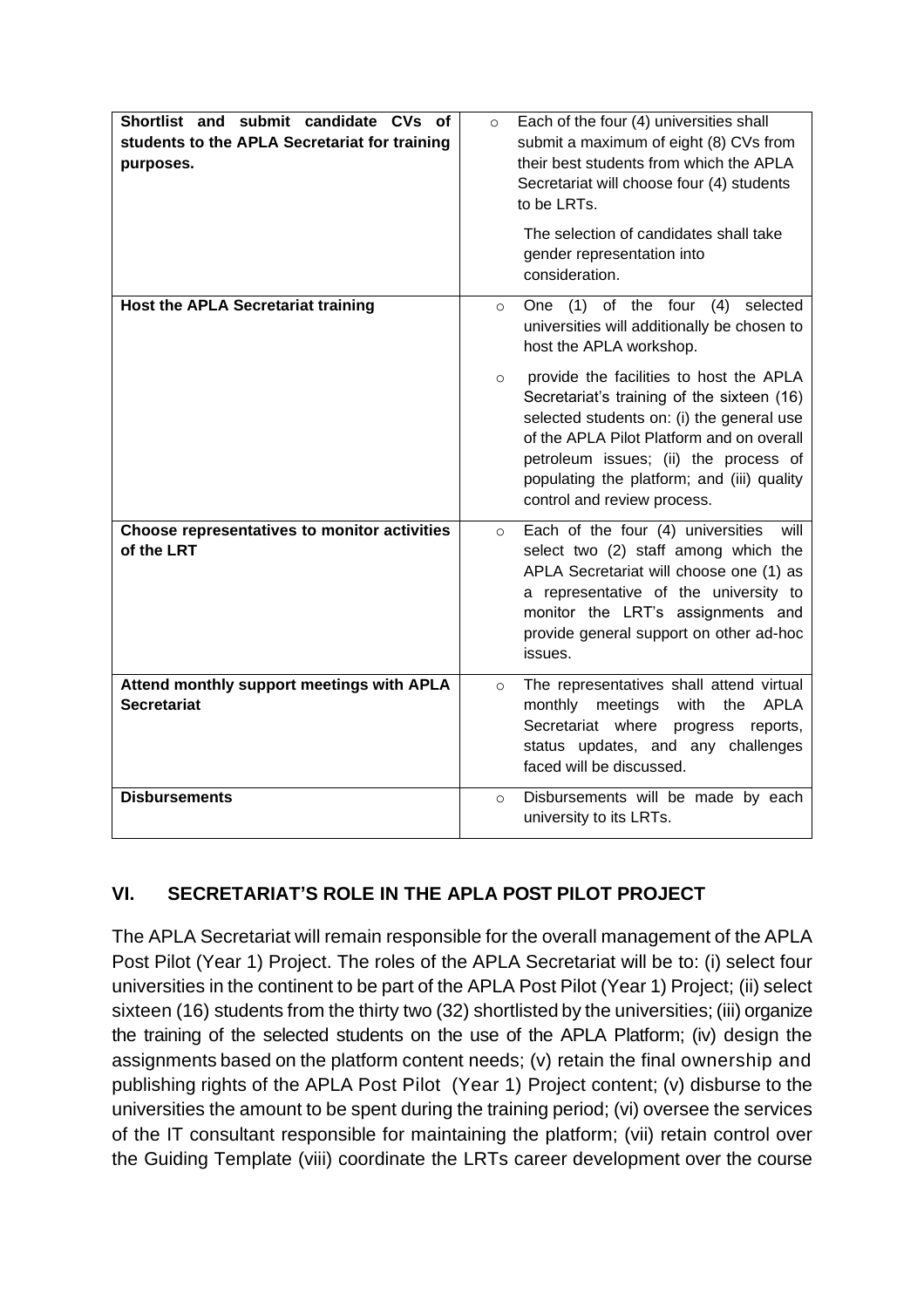| | |
|---|---|
| **Shortlist and submit candidate CVs of students to the APLA Secretariat for training purposes.** | ○ Each of the four (4) universities shall submit a maximum of eight (8) CVs from their best students from which the APLA Secretariat will choose four (4) students to be LRTs.<br><br>The selection of candidates shall take gender representation into consideration. |
| **Host the APLA Secretariat training** | ○ One (1) of the four (4) selected universities will additionally be chosen to host the APLA workshop.<br><br>○ provide the facilities to host the APLA Secretariat's training of the sixteen (16) selected students on: (i) the general use of the APLA Pilot Platform and on overall petroleum issues; (ii) the process of populating the platform; and (iii) quality control and review process. |
| **Choose representatives to monitor activities of the LRT** | ○ Each of the four (4) universities will select two (2) staff among which the APLA Secretariat will choose one (1) as a representative of the university to monitor the LRT's assignments and provide general support on other ad-hoc issues. |
| **Attend monthly support meetings with APLA Secretariat** | ○ The representatives shall attend virtual monthly meetings with the APLA Secretariat where progress reports, status updates, and any challenges faced will be discussed. |
| **Disbursements** | ○ Disbursements will be made by each university to its LRTs. |

## VI. SECRETARIAT'S ROLE IN THE APLA POST PILOT PROJECT

The APLA Secretariat will remain responsible for the overall management of the APLA Post Pilot (Year 1) Project. The roles of the APLA Secretariat will be to: (i) select four universities in the continent to be part of the APLA Post Pilot (Year 1) Project; (ii) select sixteen (16) students from the thirty two (32) shortlisted by the universities; (iii) organize the training of the selected students on the use of the APLA Platform; (iv) design the assignments based on the platform content needs; (v) retain the final ownership and publishing rights of the APLA Post Pilot (Year 1) Project content; (v) disburse to the universities the amount to be spent during the training period; (vi) oversee the services of the IT consultant responsible for maintaining the platform; (vii) retain control over the Guiding Template (viii) coordinate the LRTs career development over the course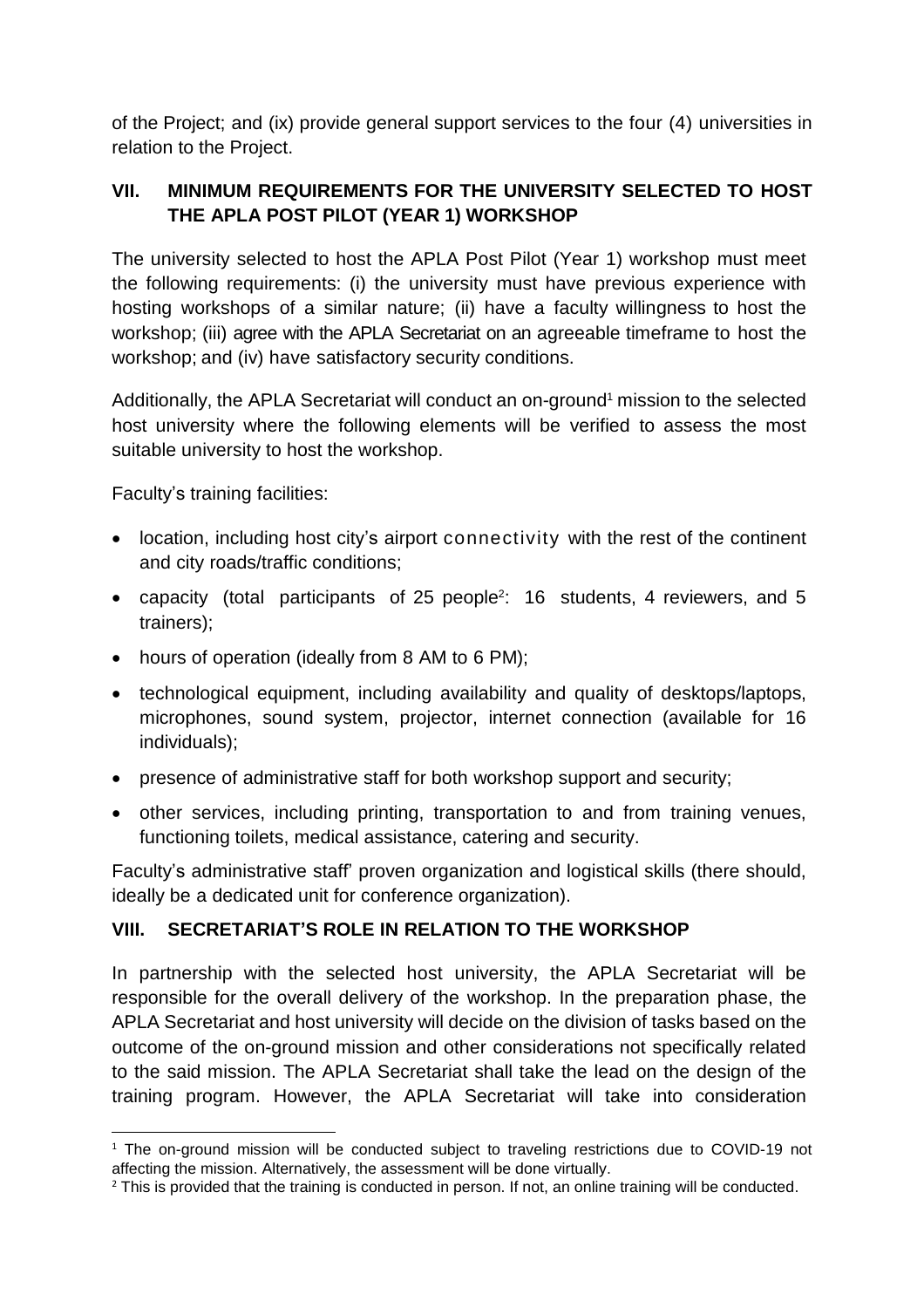of the Project; and (ix) provide general support services to the four (4) universities in relation to the Project.

## VII. MINIMUM REQUIREMENTS FOR THE UNIVERSITY SELECTED TO HOST THE APLA POST PILOT (YEAR 1) WORKSHOP

The university selected to host the APLA Post Pilot (Year 1) workshop must meet the following requirements: (i) the university must have previous experience with hosting workshops of a similar nature; (ii) have a faculty willingness to host the workshop; (iii) agree with the APLA Secretariat on an agreeable timeframe to host the workshop; and (iv) have satisfactory security conditions.

Additionally, the APLA Secretariat will conduct an on-ground[1] mission to the selected host university where the following elements will be verified to assess the most suitable university to host the workshop.

Faculty's training facilities:

- location, including host city's airport connectivity with the rest of the continent and city roads/traffic conditions;
- capacity (total participants of 25 people[2]: 16 students, 4 reviewers, and 5 trainers);
- hours of operation (ideally from 8 AM to 6 PM);
- technological equipment, including availability and quality of desktops/laptops, microphones, sound system, projector, internet connection (available for 16 individuals);
- presence of administrative staff for both workshop support and security;
- other services, including printing, transportation to and from training venues, functioning toilets, medical assistance, catering and security.

Faculty's administrative staff' proven organization and logistical skills (there should, ideally be a dedicated unit for conference organization).

## VIII. SECRETARIAT'S ROLE IN RELATION TO THE WORKSHOP

In partnership with the selected host university, the APLA Secretariat will be responsible for the overall delivery of the workshop. In the preparation phase, the APLA Secretariat and host university will decide on the division of tasks based on the outcome of the on-ground mission and other considerations not specifically related to the said mission. The APLA Secretariat shall take the lead on the design of the training program. However, the APLA Secretariat will take into consideration

[1] The on-ground mission will be conducted subject to traveling restrictions due to COVID-19 not affecting the mission. Alternatively, the assessment will be done virtually.

[2] This is provided that the training is conducted in person. If not, an online training will be conducted.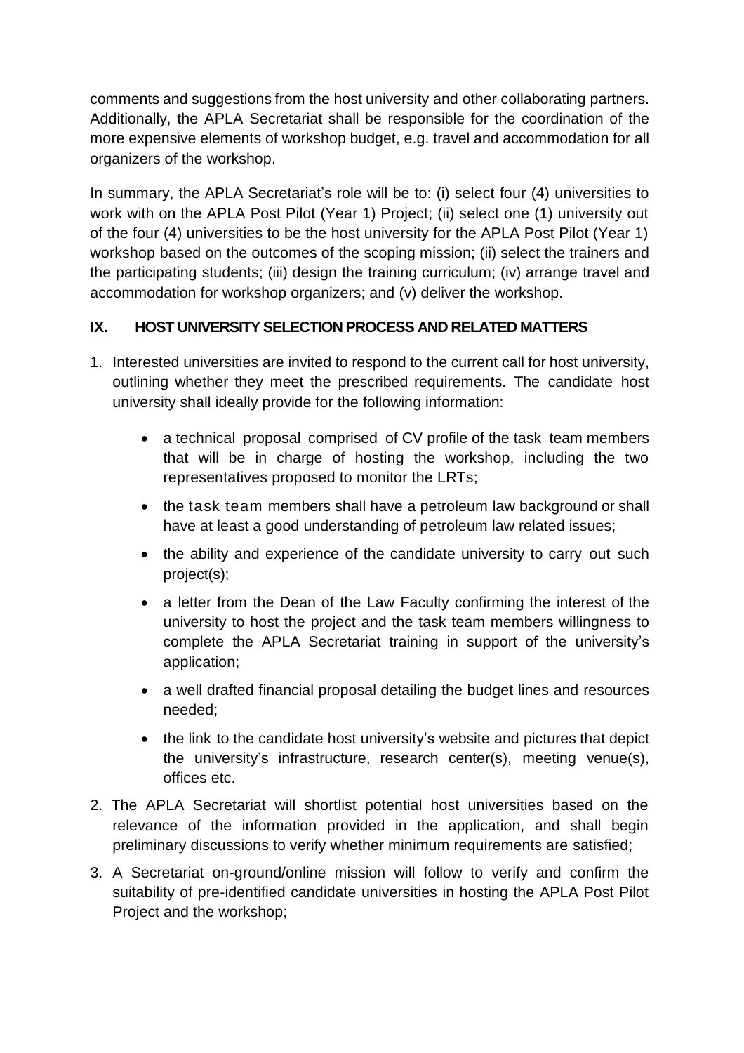comments and suggestions from the host university and other collaborating partners. Additionally, the APLA Secretariat shall be responsible for the coordination of the more expensive elements of workshop budget, e.g. travel and accommodation for all organizers of the workshop.

In summary, the APLA Secretariat's role will be to: (i) select four (4) universities to work with on the APLA Post Pilot (Year 1) Project; (ii) select one (1) university out of the four (4) universities to be the host university for the APLA Post Pilot (Year 1) workshop based on the outcomes of the scoping mission; (ii) select the trainers and the participating students; (iii) design the training curriculum; (iv) arrange travel and accommodation for workshop organizers; and (v) deliver the workshop.

## IX. HOST UNIVERSITY SELECTION PROCESS AND RELATED MATTERS

1. Interested universities are invited to respond to the current call for host university, outlining whether they meet the prescribed requirements. The candidate host university shall ideally provide for the following information:
    - a technical proposal comprised of CV profile of the task team members that will be in charge of hosting the workshop, including the two representatives proposed to monitor the LRTs;
    - the task team members shall have a petroleum law background or shall have at least a good understanding of petroleum law related issues;
    - the ability and experience of the candidate university to carry out such project(s);
    - a letter from the Dean of the Law Faculty confirming the interest of the university to host the project and the task team members willingness to complete the APLA Secretariat training in support of the university's application;
    - a well drafted financial proposal detailing the budget lines and resources needed;
    - the link to the candidate host university's website and pictures that depict the university's infrastructure, research center(s), meeting venue(s), offices etc.
2. The APLA Secretariat will shortlist potential host universities based on the relevance of the information provided in the application, and shall begin preliminary discussions to verify whether minimum requirements are satisfied;
3. A Secretariat on-ground/online mission will follow to verify and confirm the suitability of pre-identified candidate universities in hosting the APLA Post Pilot Project and the workshop;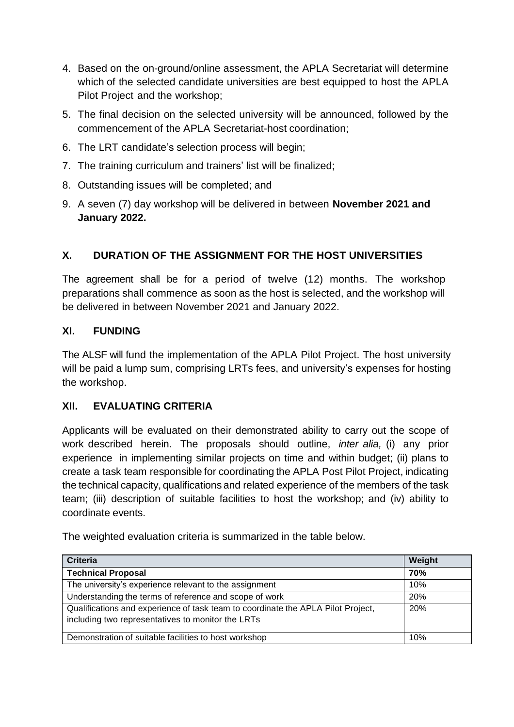4. Based on the on-ground/online assessment, the APLA Secretariat will determine which of the selected candidate universities are best equipped to host the APLA Pilot Project and the workshop;
5. The final decision on the selected university will be announced, followed by the commencement of the APLA Secretariat-host coordination;
6. The LRT candidate's selection process will begin;
7. The training curriculum and trainers' list will be finalized;
8. Outstanding issues will be completed; and
9. A seven (7) day workshop will be delivered in between **November 2021 and January 2022.**

## X. DURATION OF THE ASSIGNMENT FOR THE HOST UNIVERSITIES

The agreement shall be for a period of twelve (12) months. The workshop preparations shall commence as soon as the host is selected, and the workshop will be delivered in between November 2021 and January 2022.

## XI. FUNDING

The ALSF will fund the implementation of the APLA Pilot Project. The host university will be paid a lump sum, comprising LRTs fees, and university's expenses for hosting the workshop.

## XII. EVALUATING CRITERIA

Applicants will be evaluated on their demonstrated ability to carry out the scope of work described herein. The proposals should outline, *inter alia,* (i) any prior experience in implementing similar projects on time and within budget; (ii) plans to create a task team responsible for coordinating the APLA Post Pilot Project, indicating the technical capacity, qualifications and related experience of the members of the task team; (iii) description of suitable facilities to host the workshop; and (iv) ability to coordinate events.

The weighted evaluation criteria is summarized in the table below.

| Criteria | Weight |
|---|---|
| **Technical Proposal** | **70%** |
| The university's experience relevant to the assignment | 10% |
| Understanding the terms of reference and scope of work | 20% |
| Qualifications and experience of task team to coordinate the APLA Pilot Project, including two representatives to monitor the LRTs | 20% |
| Demonstration of suitable facilities to host workshop | 10% |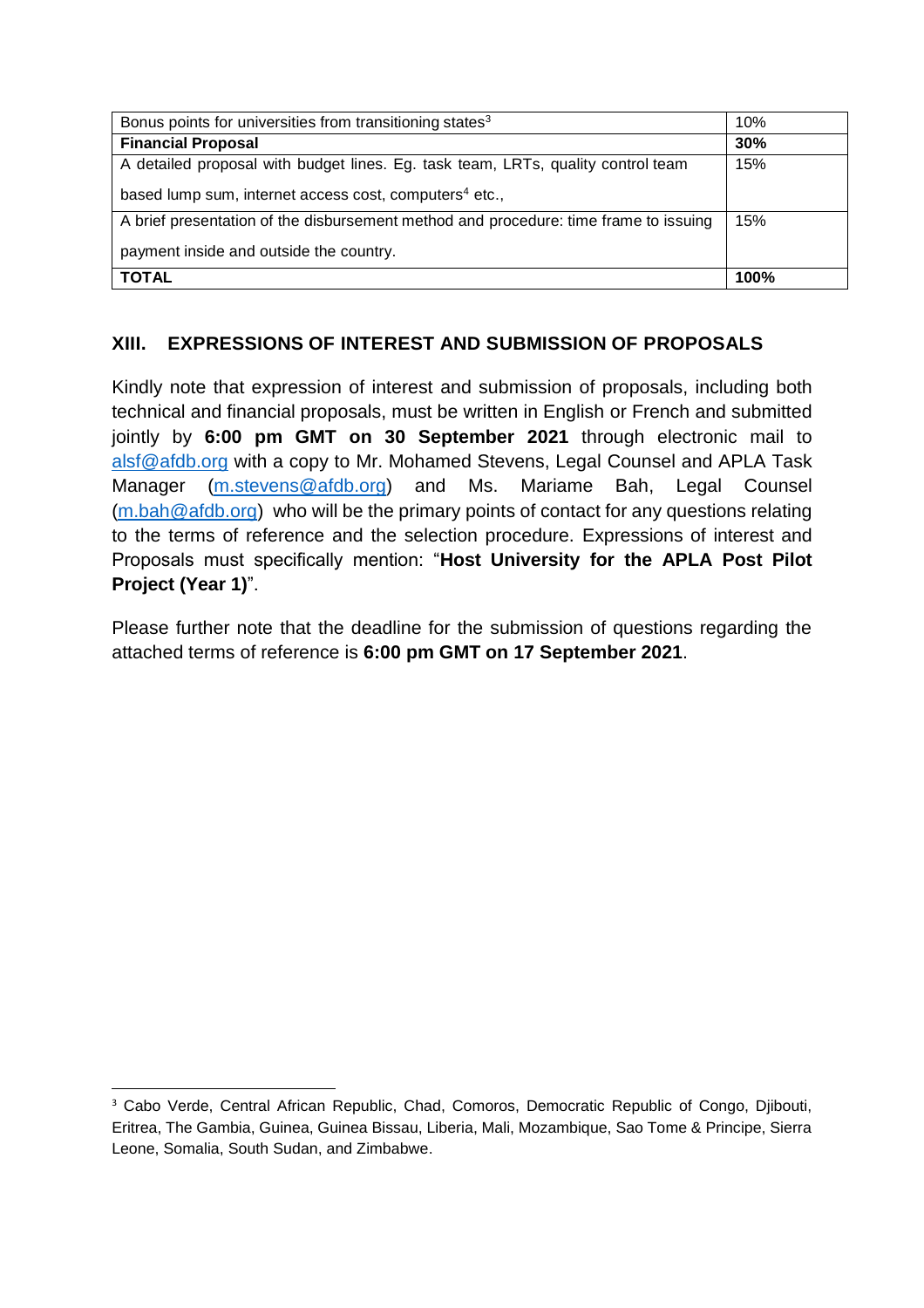| | |
|---|---|
| Bonus points for universities from transitioning states[3] | 10% |
| **Financial Proposal** | **30%** |
| A detailed proposal with budget lines. Eg. task team, LRTs, quality control team based lump sum, internet access cost, computers[4] etc., | 15% |
| A brief presentation of the disbursement method and procedure: time frame to issuing payment inside and outside the country. | 15% |
| **TOTAL** | **100%** |

## XIII. EXPRESSIONS OF INTEREST AND SUBMISSION OF PROPOSALS

Kindly note that expression of interest and submission of proposals, including both technical and financial proposals, must be written in English or French and submitted jointly by **6:00 pm GMT on 30 September 2021** through electronic mail to alsf@afdb.org with a copy to Mr. Mohamed Stevens, Legal Counsel and APLA Task Manager (m.stevens@afdb.org) and Ms. Mariame Bah, Legal Counsel (m.bah@afdb.org) who will be the primary points of contact for any questions relating to the terms of reference and the selection procedure. Expressions of interest and Proposals must specifically mention: "**Host University for the APLA Post Pilot Project (Year 1)**".

Please further note that the deadline for the submission of questions regarding the attached terms of reference is **6:00 pm GMT on 17 September 2021**.

---

[3] Cabo Verde, Central African Republic, Chad, Comoros, Democratic Republic of Congo, Djibouti, Eritrea, The Gambia, Guinea, Guinea Bissau, Liberia, Mali, Mozambique, Sao Tome & Principe, Sierra Leone, Somalia, South Sudan, and Zimbabwe.